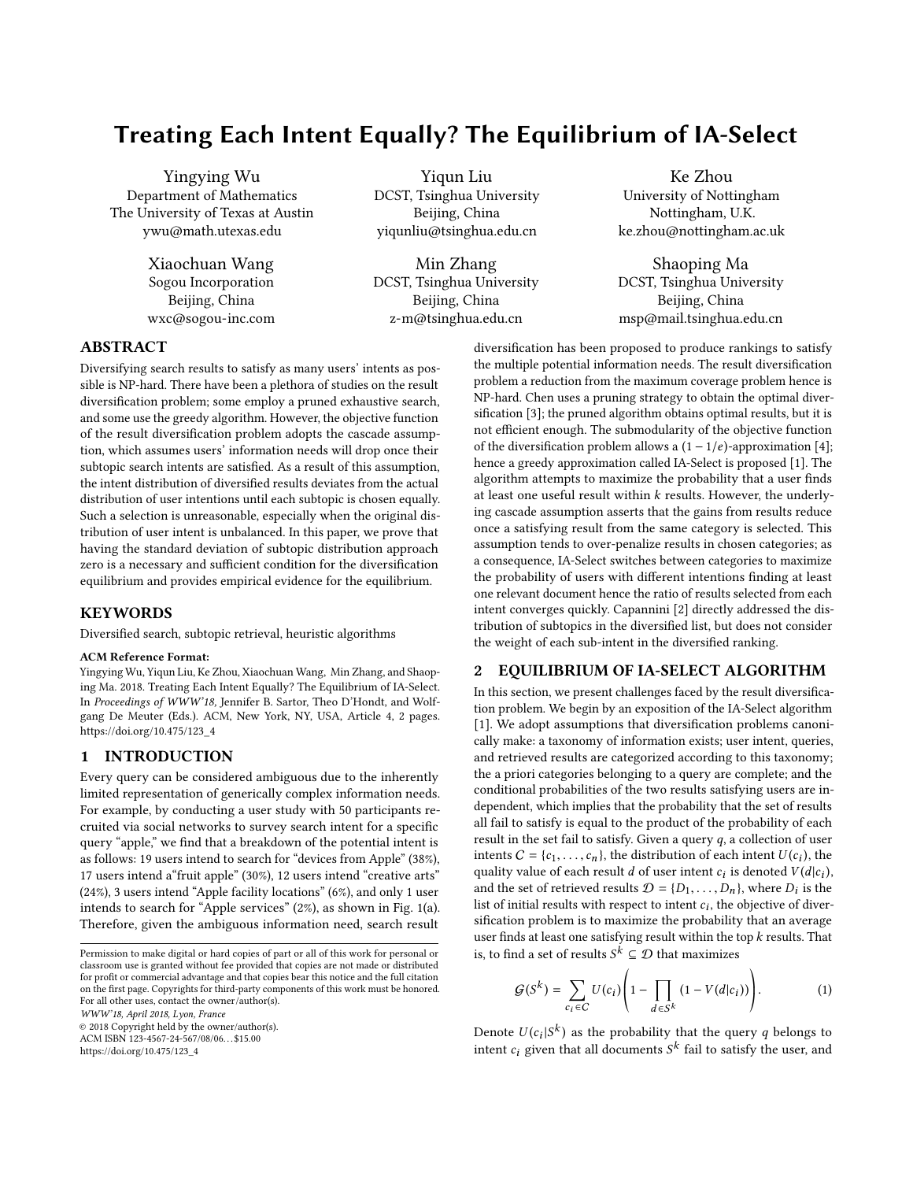# Treating Each Intent Equally? The Equilibrium of IA-Select

Yingying Wu
Department of Mathematics
The University of Texas at Austin
ywu@math.utexas.edu

Yiqun Liu
DCST, Tsinghua University
Beijing, China
yiqunliu@tsinghua.edu.cn

Ke Zhou
University of Nottingham
Nottingham, U.K.
ke.zhou@nottingham.ac.uk

Xiaochuan Wang
Sogou Incorporation
Beijing, China
wxc@sogou-inc.com

Min Zhang
DCST, Tsinghua University
Beijing, China
z-m@tsinghua.edu.cn

Shaoping Ma
DCST, Tsinghua University
Beijing, China
msp@mail.tsinghua.edu.cn

## ABSTRACT

Diversifying search results to satisfy as many users' intents as possible is NP-hard. There have been a plethora of studies on the result diversification problem; some employ a pruned exhaustive search, and some use the greedy algorithm. However, the objective function of the result diversification problem adopts the cascade assumption, which assumes users' information needs will drop once their subtopic search intents are satisfied. As a result of this assumption, the intent distribution of diversified results deviates from the actual distribution of user intentions until each subtopic is chosen equally. Such a selection is unreasonable, especially when the original distribution of user intent is unbalanced. In this paper, we prove that having the standard deviation of subtopic distribution approach zero is a necessary and sufficient condition for the diversification equilibrium and provides empirical evidence for the equilibrium.

## KEYWORDS

Diversified search, subtopic retrieval, heuristic algorithms

**ACM Reference Format:**
Yingying Wu, Yiqun Liu, Ke Zhou, Xiaochuan Wang, Min Zhang, and Shaoping Ma. 2018. Treating Each Intent Equally? The Equilibrium of IA-Select. In *Proceedings of WWW'18*, Jennifer B. Sartor, Theo D'Hondt, and Wolfgang De Meuter (Eds.). ACM, New York, NY, USA, Article 4, 2 pages. https://doi.org/10.475/123_4

## 1 INTRODUCTION

Every query can be considered ambiguous due to the inherently limited representation of generically complex information needs. For example, by conducting a user study with 50 participants recruited via social networks to survey search intent for a specific query "apple," we find that a breakdown of the potential intent is as follows: 19 users intend to search for "devices from Apple" (38%), 17 users intend a"fruit apple" (30%), 12 users intend "creative arts" (24%), 3 users intend "Apple facility locations" (6%), and only 1 user intends to search for "Apple services" (2%), as shown in Fig. 1(a). Therefore, given the ambiguous information need, search result diversification has been proposed to produce rankings to satisfy the multiple potential information needs. The result diversification problem a reduction from the maximum coverage problem hence is NP-hard. Chen uses a pruning strategy to obtain the optimal diversification [3]; the pruned algorithm obtains optimal results, but it is not efficient enough. The submodularity of the objective function of the diversification problem allows a $(1 - 1/e)$-approximation [4]; hence a greedy approximation called IA-Select is proposed [1]. The algorithm attempts to maximize the probability that a user finds at least one useful result within $k$ results. However, the underlying cascade assumption asserts that the gains from results reduce once a satisfying result from the same category is selected. This assumption tends to over-penalize results in chosen categories; as a consequence, IA-Select switches between categories to maximize the probability of users with different intentions finding at least one relevant document hence the ratio of results selected from each intent converges quickly. Capannini [2] directly addressed the distribution of subtopics in the diversified list, but does not consider the weight of each sub-intent in the diversified ranking.

Permission to make digital or hard copies of part or all of this work for personal or classroom use is granted without fee provided that copies are not made or distributed for profit or commercial advantage and that copies bear this notice and the full citation on the first page. Copyrights for third-party components of this work must be honored. For all other uses, contact the owner/author(s).
*WWW'18, April 2018, Lyon, France*
© 2018 Copyright held by the owner/author(s).
ACM ISBN 123-4567-24-567/08/06...$15.00
https://doi.org/10.475/123_4

## 2 EQUILIBRIUM OF IA-SELECT ALGORITHM

In this section, we present challenges faced by the result diversification problem. We begin by an exposition of the IA-Select algorithm [1]. We adopt assumptions that diversification problems canonically make: a taxonomy of information exists; user intent, queries, and retrieved results are categorized according to this taxonomy; the a priori categories belonging to a query are complete; and the conditional probabilities of the two results satisfying users are independent, which implies that the probability that the set of results all fail to satisfy is equal to the product of the probability of each result in the set fail to satisfy. Given a query $q$, a collection of user intents $C = \{c_1, \ldots, c_n\}$, the distribution of each intent $U(c_i)$, the quality value of each result $d$ of user intent $c_i$ is denoted $V(d|c_i)$, and the set of retrieved results $\mathcal{D} = \{D_1, \ldots, D_n\}$, where $D_i$ is the list of initial results with respect to intent $c_i$, the objective of diversification problem is to maximize the probability that an average user finds at least one satisfying result within the top $k$ results. That is, to find a set of results $S^k \subseteq \mathcal{D}$ that maximizes

$$\mathcal{G}(S^k) = \sum_{c_i \in C} U(c_i) \left( 1 - \prod_{d \in S^k} (1 - V(d|c_i)) \right). \tag{1}$$

Denote $U(c_i|S^k)$ as the probability that the query $q$ belongs to intent $c_i$ given that all documents $S^k$ fail to satisfy the user, and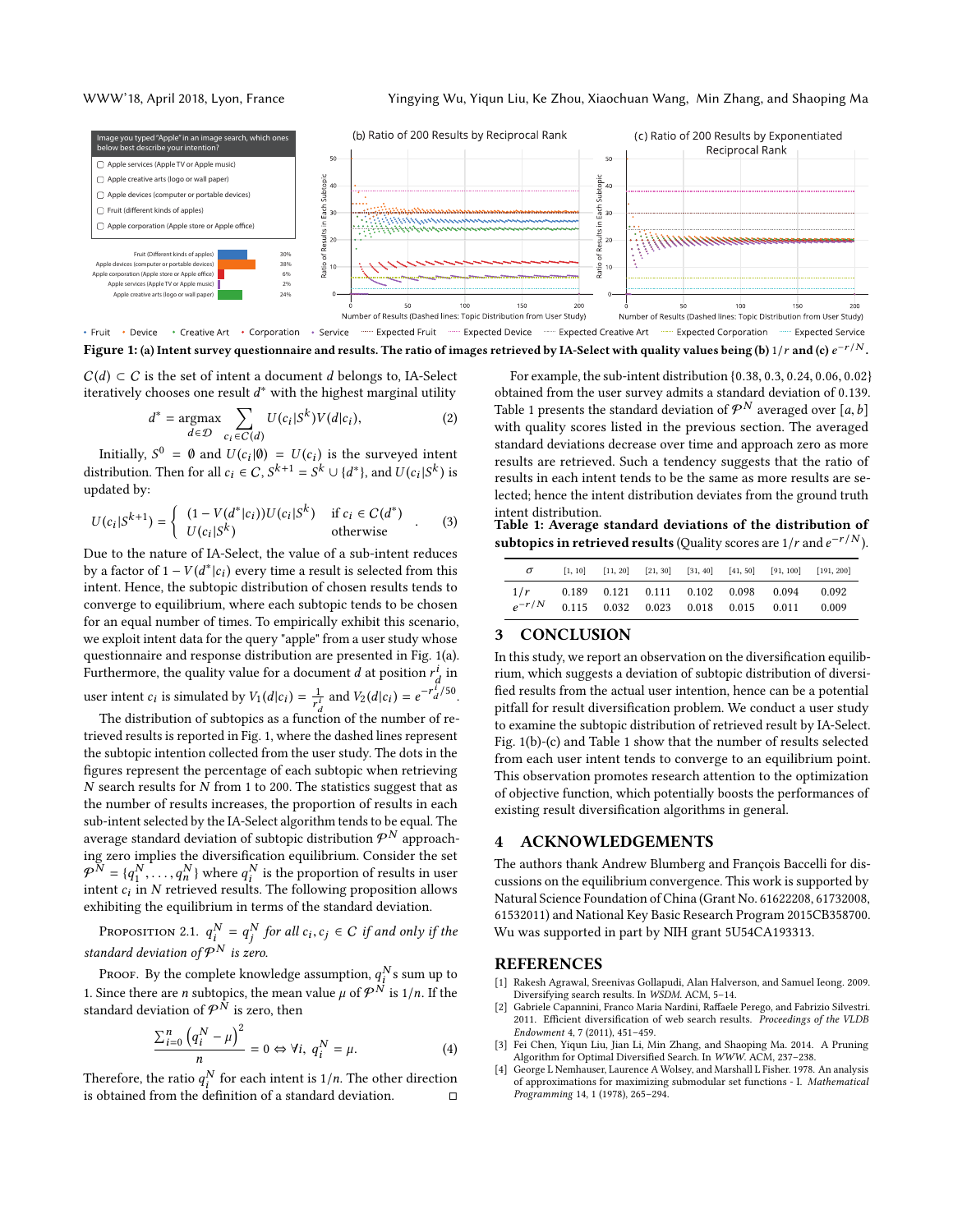Image you typed "Apple" in an image search, which ones below best describe your intention?

- Apple services (Apple TV or Apple music)
- Apple creative arts (logo or wall paper)
- Apple devices (computer or portable devices)
- Fruit (different kinds of apples)
- Apple corporation (Apple store or Apple office)

Fruit (Different kinds of apples) 30%
Apple devices (computer or portable devices) 38%
Apple corporation (Apple store or Apple office) 6%
Apple services (Apple TV or Apple music) 2%
Apple creative arts (logo or wall paper) 24%

(b) Ratio of 200 Results by Reciprocal Rank

(c) Ratio of 200 Results by Exponentiated Reciprocal Rank

Ratio of Results in Each Subtopic

Number of Results (Dashed lines: Topic Distribution from User Study)

Fruit • Device • Creative Art • Corporation • Service ····· Expected Fruit ····· Expected Device ····· Expected Creative Art ····· Expected Corporation ····· Expected Service

**Figure 1: (a) Intent survey questionnaire and results. The ratio of images retrieved by IA-Select with quality values being (b) $1/r$ and (c) $e^{-r/N}$.**

$C(d) \subset C$ is the set of intent a document $d$ belongs to, IA-Select iteratively chooses one result $d^*$ with the highest marginal utility

$$d^* = \underset{d \in \mathcal{D}}{\operatorname{argmax}} \sum_{c_i \in C(d)} U(c_i|S^k)V(d|c_i), \tag{2}$$

Initially, $S^0 = \emptyset$ and $U(c_i|\emptyset) = U(c_i)$ is the surveyed intent distribution. Then for all $c_i \in C$, $S^{k+1} = S^k \cup \{d^*\}$, and $U(c_i|S^k)$ is updated by:

$$U(c_i|S^{k+1}) = \begin{cases} (1 - V(d^*|c_i))U(c_i|S^k) & \text{if } c_i \in C(d^*) \\ U(c_i|S^k) & \text{otherwise} \end{cases}. \tag{3}$$

Due to the nature of IA-Select, the value of a sub-intent reduces by a factor of $1 - V(d^*|c_i)$ every time a result is selected from this intent. Hence, the subtopic distribution of chosen results tends to converge to equilibrium, where each subtopic tends to be chosen for an equal number of times. To empirically exhibit this scenario, we exploit intent data for the query "apple" from a user study whose questionnaire and response distribution are presented in Fig. 1(a). Furthermore, the quality value for a document $d$ at position $r_d^i$ in user intent $c_i$ is simulated by $V_1(d|c_i) = \frac{1}{r_d^i}$ and $V_2(d|c_i) = e^{-r_d^i/50}$.

The distribution of subtopics as a function of the number of retrieved results is reported in Fig. 1, where the dashed lines represent the subtopic intention collected from the user study. The dots in the figures represent the percentage of each subtopic when retrieving $N$ search results for $N$ from 1 to 200. The statistics suggest that as the number of results increases, the proportion of results in each sub-intent selected by the IA-Select algorithm tends to be equal. The average standard deviation of subtopic distribution $\mathcal{P}^N$ approaching zero implies the diversification equilibrium. Consider the set $\mathcal{P}^N = \{q_1^N, \ldots, q_n^N\}$ where $q_i^N$ is the proportion of results in user intent $c_i$ in $N$ retrieved results. The following proposition allows exhibiting the equilibrium in terms of the standard deviation.

Proposition 2.1. *$q_i^N = q_j^N$ for all $c_i, c_j \in C$ if and only if the standard deviation of $\mathcal{P}^N$ is zero.*

Proof. By the complete knowledge assumption, $q_i^N$s sum up to 1. Since there are $n$ subtopics, the mean value $\mu$ of $\mathcal{P}^N$ is $1/n$. If the standard deviation of $\mathcal{P}^N$ is zero, then

$$\frac{\sum_{i=0}^{n} \left(q_i^N - \mu\right)^2}{n} = 0 \Leftrightarrow \forall i,\ q_i^N = \mu. \tag{4}$$

Therefore, the ratio $q_i^N$ for each intent is $1/n$. The other direction is obtained from the definition of a standard deviation. □

For example, the sub-intent distribution {0.38, 0.3, 0.24, 0.06, 0.02} obtained from the user survey admits a standard deviation of 0.139. Table 1 presents the standard deviation of $\mathcal{P}^N$ averaged over $[a, b]$ with quality scores listed in the previous section. The averaged standard deviations decrease over time and approach zero as more results are retrieved. Such a tendency suggests that the ratio of results in each intent tends to be the same as more results are selected; hence the intent distribution deviates from the ground truth intent distribution.

**Table 1: Average standard deviations of the distribution of subtopics in retrieved results** (Quality scores are $1/r$ and $e^{-r/N}$).

| $\sigma$ | [1, 10] | [11, 20] | [21, 30] | [31, 40] | [41, 50] | [91, 100] | [191, 200] |
|---|---|---|---|---|---|---|---|
| $1/r$ | 0.189 | 0.121 | 0.111 | 0.102 | 0.098 | 0.094 | 0.092 |
| $e^{-r/N}$ | 0.115 | 0.032 | 0.023 | 0.018 | 0.015 | 0.011 | 0.009 |

## 3 CONCLUSION

In this study, we report an observation on the diversification equilibrium, which suggests a deviation of subtopic distribution of diversified results from the actual user intention, hence can be a potential pitfall for result diversification problem. We conduct a user study to examine the subtopic distribution of retrieved result by IA-Select. Fig. 1(b)-(c) and Table 1 show that the number of results selected from each user intent tends to converge to an equilibrium point. This observation promotes research attention to the optimization of objective function, which potentially boosts the performances of existing result diversification algorithms in general.

## 4 ACKNOWLEDGEMENTS

The authors thank Andrew Blumberg and François Baccelli for discussions on the equilibrium convergence. This work is supported by Natural Science Foundation of China (Grant No. 61622208, 61732008, 61532011) and National Key Basic Research Program 2015CB358700. Wu was supported in part by NIH grant 5U54CA193313.

## REFERENCES

[1] Rakesh Agrawal, Sreenivas Gollapudi, Alan Halverson, and Samuel Ieong. 2009. Diversifying search results. In *WSDM*. ACM, 5–14.

[2] Gabriele Capannini, Franco Maria Nardini, Raffaele Perego, and Fabrizio Silvestri. 2011. Efficient diversification of web search results. *Proceedings of the VLDB Endowment* 4, 7 (2011), 451–459.

[3] Fei Chen, Yiqun Liu, Jian Li, Min Zhang, and Shaoping Ma. 2014. A Pruning Algorithm for Optimal Diversified Search. In *WWW*. ACM, 237–238.

[4] George L Nemhauser, Laurence A Wolsey, and Marshall L Fisher. 1978. An analysis of approximations for maximizing submodular set functions - I. *Mathematical Programming* 14, 1 (1978), 265–294.